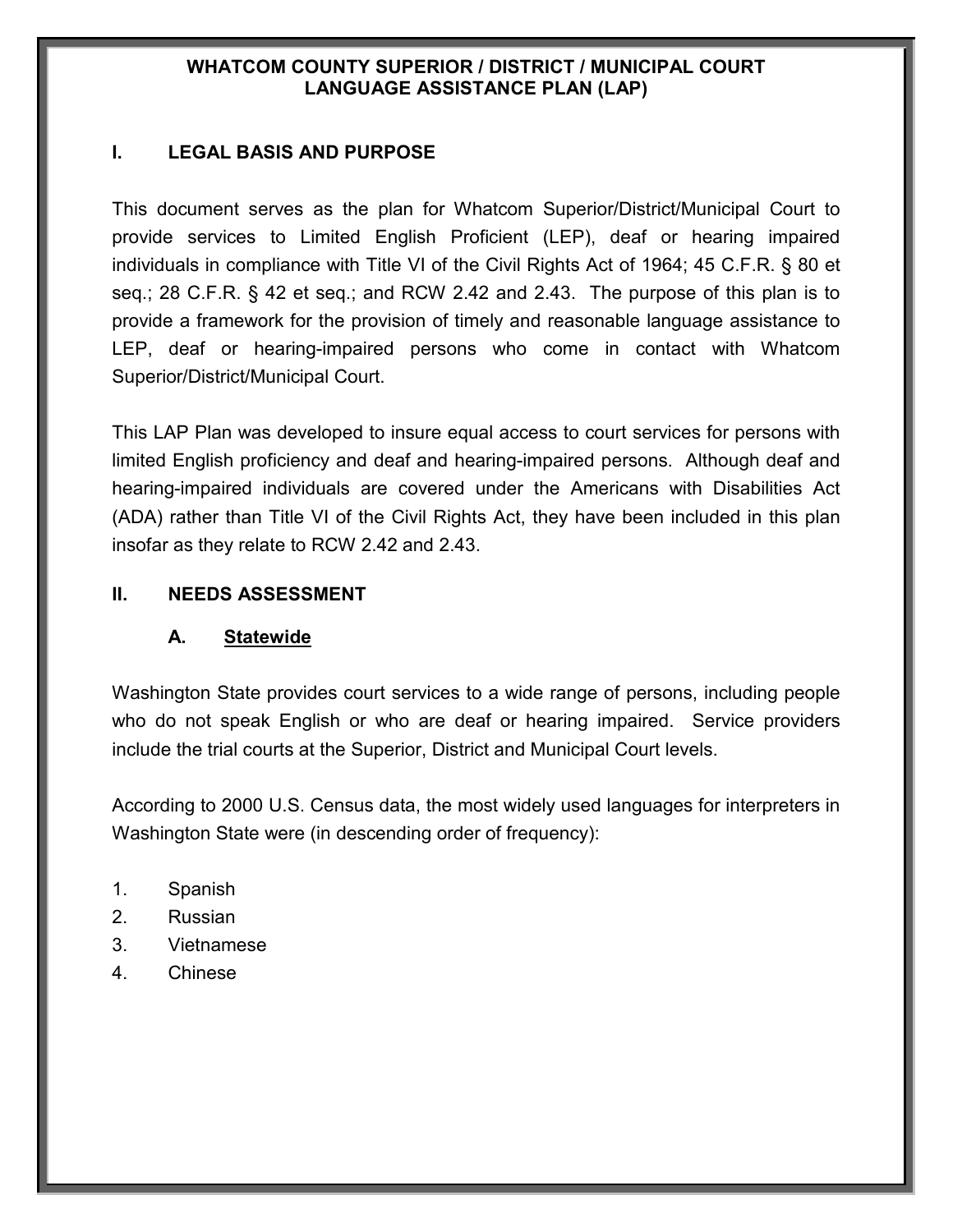# WHATCOM COUNTY SUPERIOR / DISTRICT / MUNICIPAL COURT LANGUAGE ASSISTANCE PLAN (LAP)

## I. LEGAL BASIS AND PURPOSE

This document serves as the plan for Whatcom Superior/District/Municipal Court to provide services to Limited English Proficient (LEP), deaf or hearing impaired individuals in compliance with Title VI of the Civil Rights Act of 1964; 45 C.F.R. § 80 et seq.; 28 C.F.R. § 42 et seq.; and RCW 2.42 and 2.43. The purpose of this plan is to provide a framework for the provision of timely and reasonable language assistance to LEP, deaf or hearing-impaired persons who come in contact with Whatcom Superior/District/Municipal Court.

This LAP Plan was developed to insure equal access to court services for persons with limited English proficiency and deaf and hearing-impaired persons. Although deaf and hearing-impaired individuals are covered under the Americans with Disabilities Act (ADA) rather than Title VI of the Civil Rights Act, they have been included in this plan insofar as they relate to RCW 2.42 and 2.43.

## II. NEEDS ASSESSMENT

### A. Statewide

Washington State provides court services to a wide range of persons, including people who do not speak English or who are deaf or hearing impaired. Service providers include the trial courts at the Superior, District and Municipal Court levels.

According to 2000 U.S. Census data, the most widely used languages for interpreters in Washington State were (in descending order of frequency):

1. Spanish
2. Russian
3. Vietnamese
4. Chinese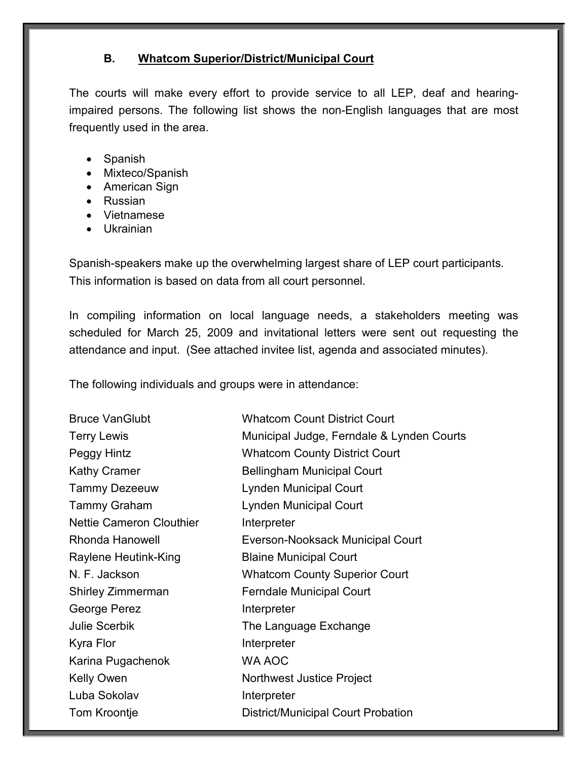### B. Whatcom Superior/District/Municipal Court

The courts will make every effort to provide service to all LEP, deaf and hearing-impaired persons. The following list shows the non-English languages that are most frequently used in the area.

- Spanish
- Mixteco/Spanish
- American Sign
- Russian
- Vietnamese
- Ukrainian

Spanish-speakers make up the overwhelming largest share of LEP court participants. This information is based on data from all court personnel.

In compiling information on local language needs, a stakeholders meeting was scheduled for March 25, 2009 and invitational letters were sent out requesting the attendance and input. (See attached invitee list, agenda and associated minutes).

The following individuals and groups were in attendance:

| | |
|---|---|
| Bruce VanGlubt | Whatcom Count District Court |
| Terry Lewis | Municipal Judge, Ferndale & Lynden Courts |
| Peggy Hintz | Whatcom County District Court |
| Kathy Cramer | Bellingham Municipal Court |
| Tammy Dezeeuw | Lynden Municipal Court |
| Tammy Graham | Lynden Municipal Court |
| Nettie Cameron Clouthier | Interpreter |
| Rhonda Hanowell | Everson-Nooksack Municipal Court |
| Raylene Heutink-King | Blaine Municipal Court |
| N. F. Jackson | Whatcom County Superior Court |
| Shirley Zimmerman | Ferndale Municipal Court |
| George Perez | Interpreter |
| Julie Scerbik | The Language Exchange |
| Kyra Flor | Interpreter |
| Karina Pugachenok | WA AOC |
| Kelly Owen | Northwest Justice Project |
| Luba Sokolav | Interpreter |
| Tom Kroontje | District/Municipal Court Probation |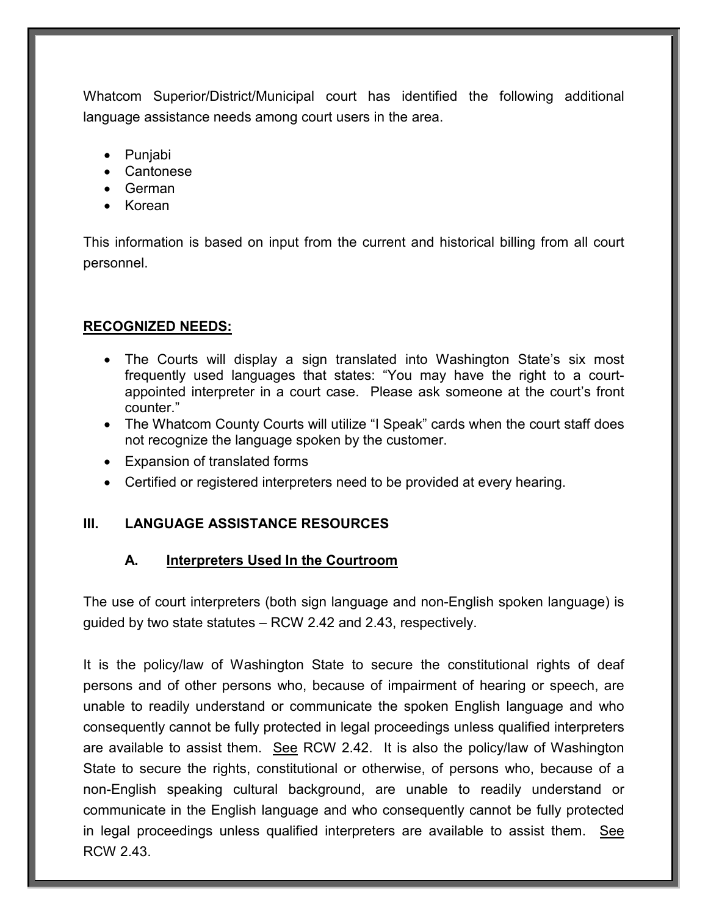Whatcom Superior/District/Municipal court has identified the following additional language assistance needs among court users in the area.

- Punjabi
- Cantonese
- German
- Korean

This information is based on input from the current and historical billing from all court personnel.

**RECOGNIZED NEEDS:**

- The Courts will display a sign translated into Washington State's six most frequently used languages that states: "You may have the right to a court-appointed interpreter in a court case. Please ask someone at the court's front counter."
- The Whatcom County Courts will utilize "I Speak" cards when the court staff does not recognize the language spoken by the customer.
- Expansion of translated forms
- Certified or registered interpreters need to be provided at every hearing.

## III. LANGUAGE ASSISTANCE RESOURCES

### A. Interpreters Used In the Courtroom

The use of court interpreters (both sign language and non-English spoken language) is guided by two state statutes – RCW 2.42 and 2.43, respectively.

It is the policy/law of Washington State to secure the constitutional rights of deaf persons and of other persons who, because of impairment of hearing or speech, are unable to readily understand or communicate the spoken English language and who consequently cannot be fully protected in legal proceedings unless qualified interpreters are available to assist them. See RCW 2.42. It is also the policy/law of Washington State to secure the rights, constitutional or otherwise, of persons who, because of a non-English speaking cultural background, are unable to readily understand or communicate in the English language and who consequently cannot be fully protected in legal proceedings unless qualified interpreters are available to assist them. See RCW 2.43.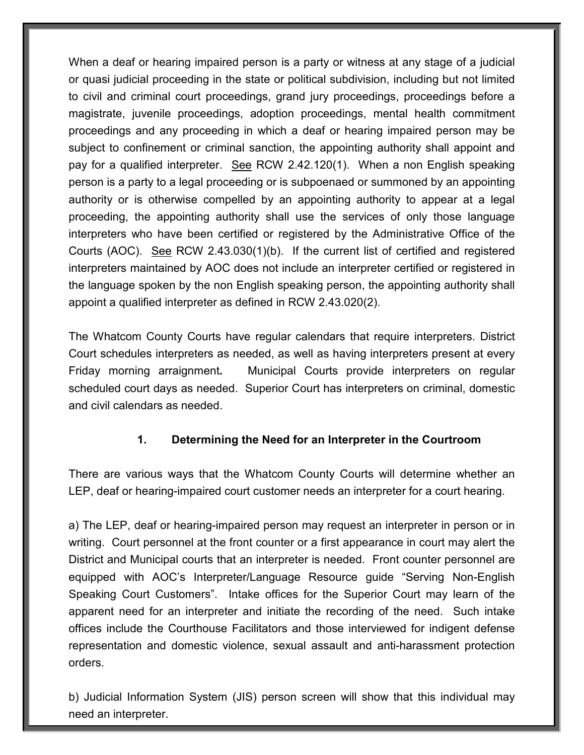When a deaf or hearing impaired person is a party or witness at any stage of a judicial or quasi judicial proceeding in the state or political subdivision, including but not limited to civil and criminal court proceedings, grand jury proceedings, proceedings before a magistrate, juvenile proceedings, adoption proceedings, mental health commitment proceedings and any proceeding in which a deaf or hearing impaired person may be subject to confinement or criminal sanction, the appointing authority shall appoint and pay for a qualified interpreter. See RCW 2.42.120(1). When a non English speaking person is a party to a legal proceeding or is subpoenaed or summoned by an appointing authority or is otherwise compelled by an appointing authority to appear at a legal proceeding, the appointing authority shall use the services of only those language interpreters who have been certified or registered by the Administrative Office of the Courts (AOC). See RCW 2.43.030(1)(b). If the current list of certified and registered interpreters maintained by AOC does not include an interpreter certified or registered in the language spoken by the non English speaking person, the appointing authority shall appoint a qualified interpreter as defined in RCW 2.43.020(2).

The Whatcom County Courts have regular calendars that require interpreters. District Court schedules interpreters as needed, as well as having interpreters present at every Friday morning arraignment. Municipal Courts provide interpreters on regular scheduled court days as needed. Superior Court has interpreters on criminal, domestic and civil calendars as needed.

### 1. Determining the Need for an Interpreter in the Courtroom

There are various ways that the Whatcom County Courts will determine whether an LEP, deaf or hearing-impaired court customer needs an interpreter for a court hearing.

a) The LEP, deaf or hearing-impaired person may request an interpreter in person or in writing. Court personnel at the front counter or a first appearance in court may alert the District and Municipal courts that an interpreter is needed. Front counter personnel are equipped with AOC's Interpreter/Language Resource guide "Serving Non-English Speaking Court Customers". Intake offices for the Superior Court may learn of the apparent need for an interpreter and initiate the recording of the need. Such intake offices include the Courthouse Facilitators and those interviewed for indigent defense representation and domestic violence, sexual assault and anti-harassment protection orders.

b) Judicial Information System (JIS) person screen will show that this individual may need an interpreter.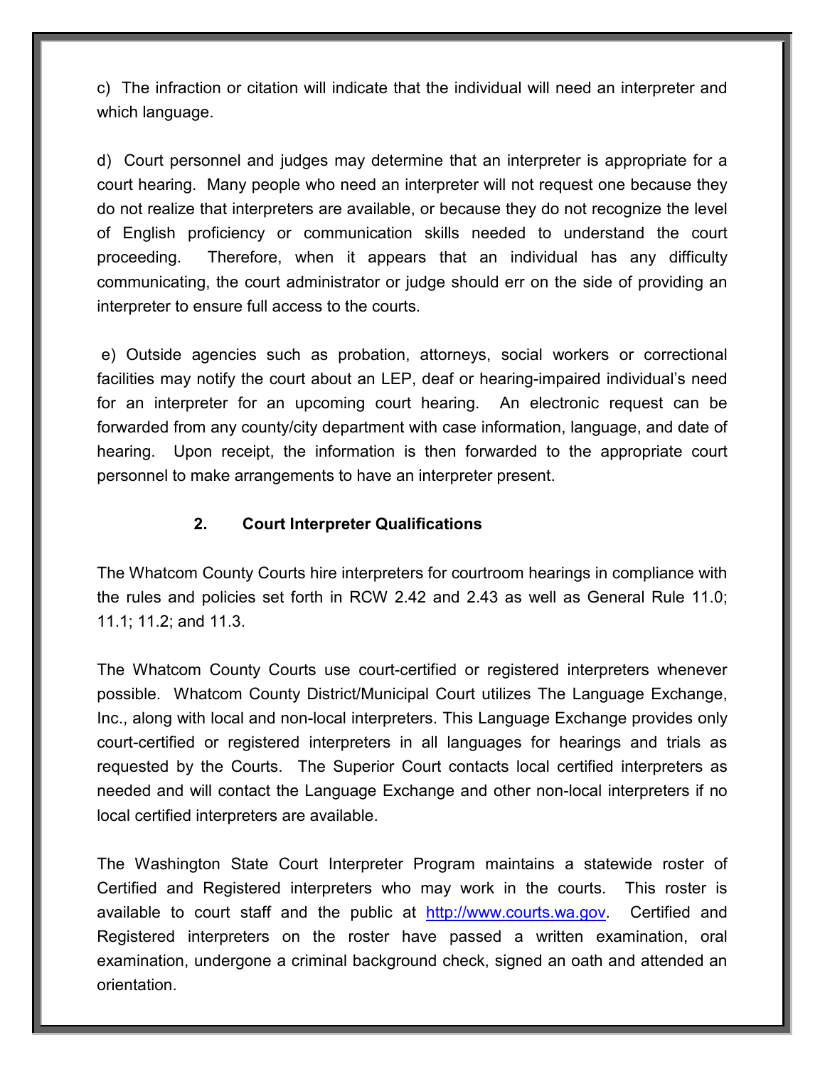c) The infraction or citation will indicate that the individual will need an interpreter and which language.

d) Court personnel and judges may determine that an interpreter is appropriate for a court hearing. Many people who need an interpreter will not request one because they do not realize that interpreters are available, or because they do not recognize the level of English proficiency or communication skills needed to understand the court proceeding. Therefore, when it appears that an individual has any difficulty communicating, the court administrator or judge should err on the side of providing an interpreter to ensure full access to the courts.

e) Outside agencies such as probation, attorneys, social workers or correctional facilities may notify the court about an LEP, deaf or hearing-impaired individual's need for an interpreter for an upcoming court hearing. An electronic request can be forwarded from any county/city department with case information, language, and date of hearing. Upon receipt, the information is then forwarded to the appropriate court personnel to make arrangements to have an interpreter present.

### 2. Court Interpreter Qualifications

The Whatcom County Courts hire interpreters for courtroom hearings in compliance with the rules and policies set forth in RCW 2.42 and 2.43 as well as General Rule 11.0; 11.1; 11.2; and 11.3.

The Whatcom County Courts use court-certified or registered interpreters whenever possible. Whatcom County District/Municipal Court utilizes The Language Exchange, Inc., along with local and non-local interpreters. This Language Exchange provides only court-certified or registered interpreters in all languages for hearings and trials as requested by the Courts. The Superior Court contacts local certified interpreters as needed and will contact the Language Exchange and other non-local interpreters if no local certified interpreters are available.

The Washington State Court Interpreter Program maintains a statewide roster of Certified and Registered interpreters who may work in the courts. This roster is available to court staff and the public at [http://www.courts.wa.gov](http://www.courts.wa.gov). Certified and Registered interpreters on the roster have passed a written examination, oral examination, undergone a criminal background check, signed an oath and attended an orientation.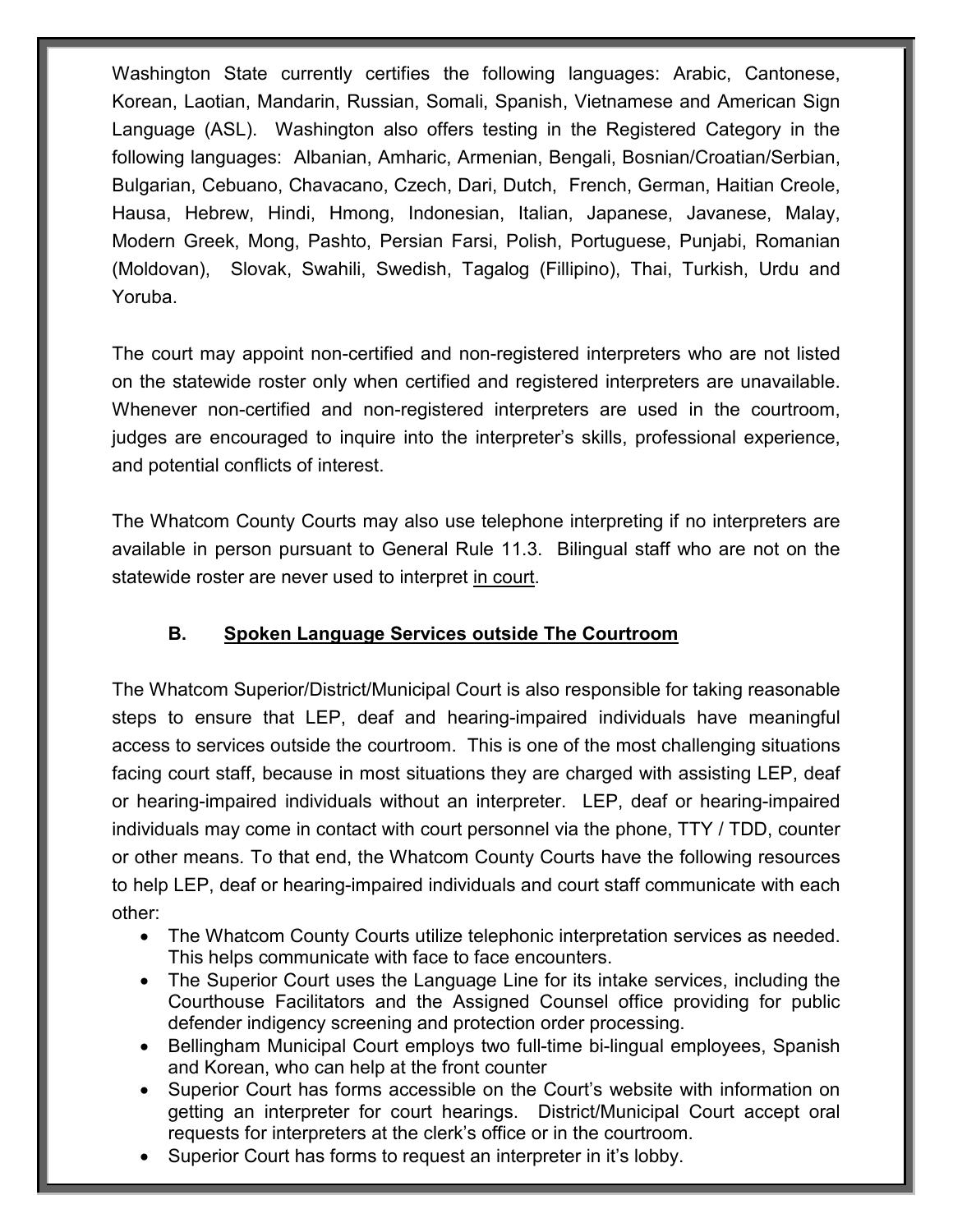Washington State currently certifies the following languages: Arabic, Cantonese, Korean, Laotian, Mandarin, Russian, Somali, Spanish, Vietnamese and American Sign Language (ASL). Washington also offers testing in the Registered Category in the following languages: Albanian, Amharic, Armenian, Bengali, Bosnian/Croatian/Serbian, Bulgarian, Cebuano, Chavacano, Czech, Dari, Dutch, French, German, Haitian Creole, Hausa, Hebrew, Hindi, Hmong, Indonesian, Italian, Japanese, Javanese, Malay, Modern Greek, Mong, Pashto, Persian Farsi, Polish, Portuguese, Punjabi, Romanian (Moldovan), Slovak, Swahili, Swedish, Tagalog (Fillipino), Thai, Turkish, Urdu and Yoruba.

The court may appoint non-certified and non-registered interpreters who are not listed on the statewide roster only when certified and registered interpreters are unavailable. Whenever non-certified and non-registered interpreters are used in the courtroom, judges are encouraged to inquire into the interpreter's skills, professional experience, and potential conflicts of interest.

The Whatcom County Courts may also use telephone interpreting if no interpreters are available in person pursuant to General Rule 11.3. Bilingual staff who are not on the statewide roster are never used to interpret <u>in court</u>.

### B. <u>Spoken Language Services outside The Courtroom</u>

The Whatcom Superior/District/Municipal Court is also responsible for taking reasonable steps to ensure that LEP, deaf and hearing-impaired individuals have meaningful access to services outside the courtroom. This is one of the most challenging situations facing court staff, because in most situations they are charged with assisting LEP, deaf or hearing-impaired individuals without an interpreter. LEP, deaf or hearing-impaired individuals may come in contact with court personnel via the phone, TTY / TDD, counter or other means. To that end, the Whatcom County Courts have the following resources to help LEP, deaf or hearing-impaired individuals and court staff communicate with each other:

- The Whatcom County Courts utilize telephonic interpretation services as needed. This helps communicate with face to face encounters.
- The Superior Court uses the Language Line for its intake services, including the Courthouse Facilitators and the Assigned Counsel office providing for public defender indigency screening and protection order processing.
- Bellingham Municipal Court employs two full-time bi-lingual employees, Spanish and Korean, who can help at the front counter
- Superior Court has forms accessible on the Court's website with information on getting an interpreter for court hearings. District/Municipal Court accept oral requests for interpreters at the clerk's office or in the courtroom.
- Superior Court has forms to request an interpreter in it's lobby.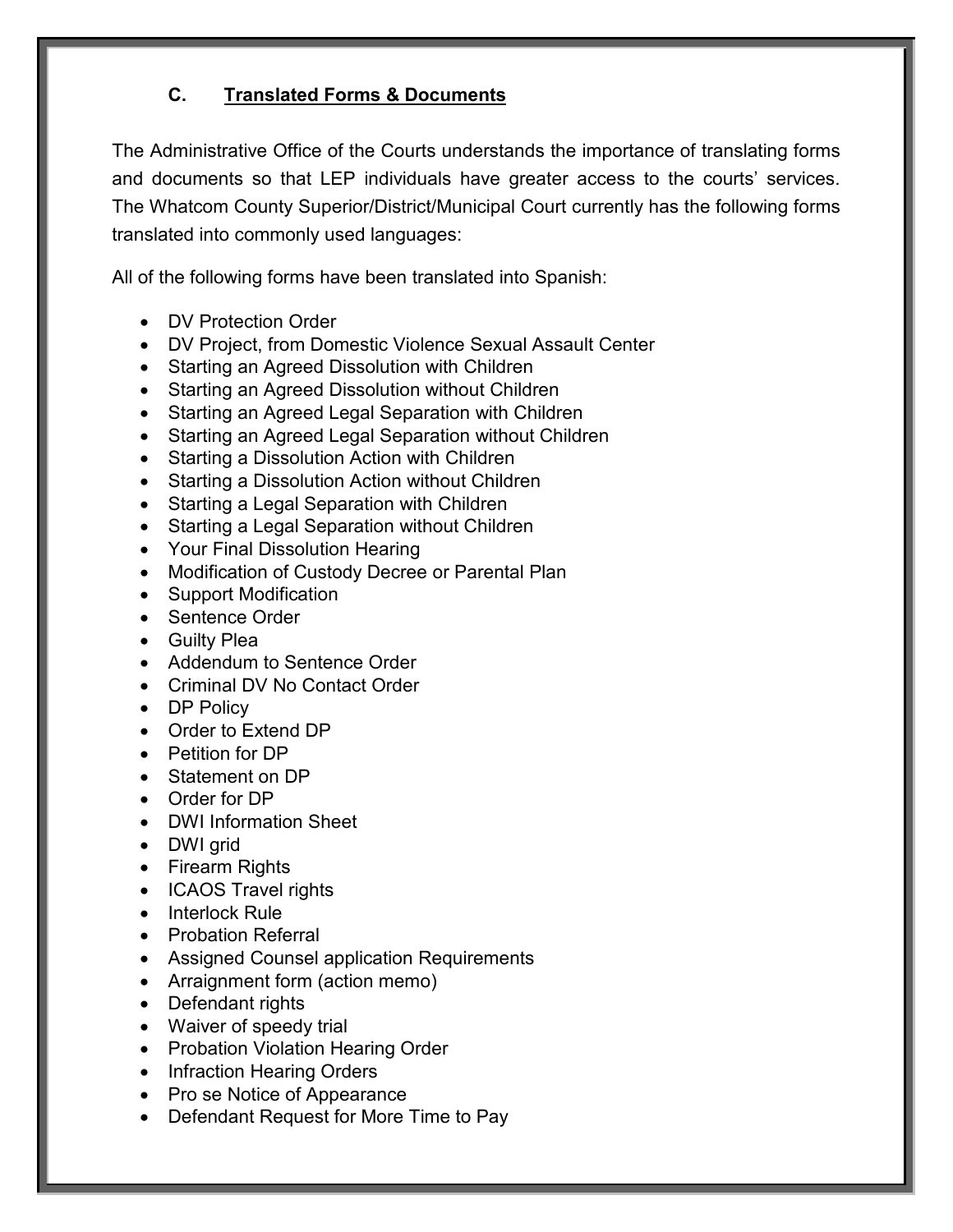### C. Translated Forms & Documents

The Administrative Office of the Courts understands the importance of translating forms and documents so that LEP individuals have greater access to the courts' services. The Whatcom County Superior/District/Municipal Court currently has the following forms translated into commonly used languages:

All of the following forms have been translated into Spanish:

- DV Protection Order
- DV Project, from Domestic Violence Sexual Assault Center
- Starting an Agreed Dissolution with Children
- Starting an Agreed Dissolution without Children
- Starting an Agreed Legal Separation with Children
- Starting an Agreed Legal Separation without Children
- Starting a Dissolution Action with Children
- Starting a Dissolution Action without Children
- Starting a Legal Separation with Children
- Starting a Legal Separation without Children
- Your Final Dissolution Hearing
- Modification of Custody Decree or Parental Plan
- Support Modification
- Sentence Order
- Guilty Plea
- Addendum to Sentence Order
- Criminal DV No Contact Order
- DP Policy
- Order to Extend DP
- Petition for DP
- Statement on DP
- Order for DP
- DWI Information Sheet
- DWI grid
- Firearm Rights
- ICAOS Travel rights
- Interlock Rule
- Probation Referral
- Assigned Counsel application Requirements
- Arraignment form (action memo)
- Defendant rights
- Waiver of speedy trial
- Probation Violation Hearing Order
- Infraction Hearing Orders
- Pro se Notice of Appearance
- Defendant Request for More Time to Pay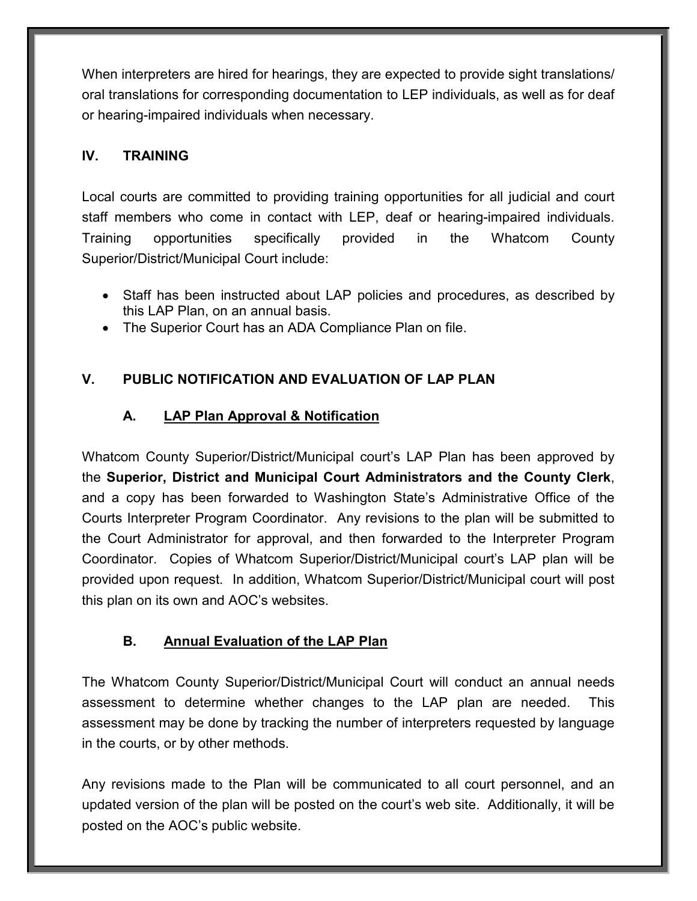When interpreters are hired for hearings, they are expected to provide sight translations/ oral translations for corresponding documentation to LEP individuals, as well as for deaf or hearing-impaired individuals when necessary.

## IV. TRAINING

Local courts are committed to providing training opportunities for all judicial and court staff members who come in contact with LEP, deaf or hearing-impaired individuals. Training opportunities specifically provided in the Whatcom County Superior/District/Municipal Court include:

- Staff has been instructed about LAP policies and procedures, as described by this LAP Plan, on an annual basis.
- The Superior Court has an ADA Compliance Plan on file.

## V. PUBLIC NOTIFICATION AND EVALUATION OF LAP PLAN

### A. LAP Plan Approval & Notification

Whatcom County Superior/District/Municipal court's LAP Plan has been approved by the **Superior, District and Municipal Court Administrators and the County Clerk**, and a copy has been forwarded to Washington State's Administrative Office of the Courts Interpreter Program Coordinator. Any revisions to the plan will be submitted to the Court Administrator for approval, and then forwarded to the Interpreter Program Coordinator. Copies of Whatcom Superior/District/Municipal court's LAP plan will be provided upon request. In addition, Whatcom Superior/District/Municipal court will post this plan on its own and AOC's websites.

### B. Annual Evaluation of the LAP Plan

The Whatcom County Superior/District/Municipal Court will conduct an annual needs assessment to determine whether changes to the LAP plan are needed. This assessment may be done by tracking the number of interpreters requested by language in the courts, or by other methods.

Any revisions made to the Plan will be communicated to all court personnel, and an updated version of the plan will be posted on the court's web site. Additionally, it will be posted on the AOC's public website.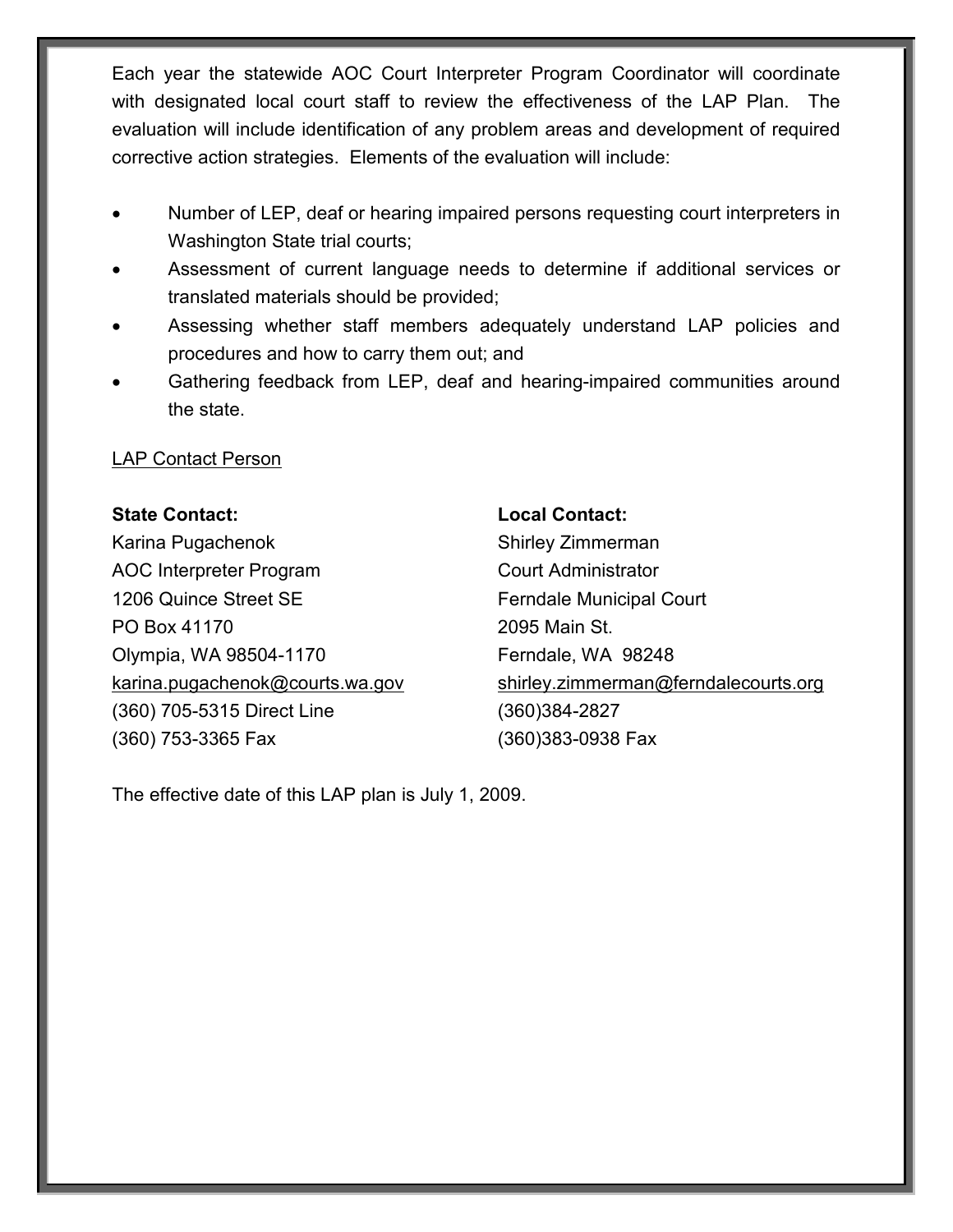Each year the statewide AOC Court Interpreter Program Coordinator will coordinate with designated local court staff to review the effectiveness of the LAP Plan. The evaluation will include identification of any problem areas and development of required corrective action strategies. Elements of the evaluation will include:

- Number of LEP, deaf or hearing impaired persons requesting court interpreters in Washington State trial courts;
- Assessment of current language needs to determine if additional services or translated materials should be provided;
- Assessing whether staff members adequately understand LAP policies and procedures and how to carry them out; and
- Gathering feedback from LEP, deaf and hearing-impaired communities around the state.

<u>LAP Contact Person</u>

**State Contact:**
Karina Pugachenok
AOC Interpreter Program
1206 Quince Street SE
PO Box 41170
Olympia, WA 98504-1170
karina.pugachenok@courts.wa.gov
(360) 705-5315 Direct Line
(360) 753-3365 Fax

**Local Contact:**
Shirley Zimmerman
Court Administrator
Ferndale Municipal Court
2095 Main St.
Ferndale, WA 98248
shirley.zimmerman@ferndalecourts.org
(360)384-2827
(360)383-0938 Fax

The effective date of this LAP plan is July 1, 2009.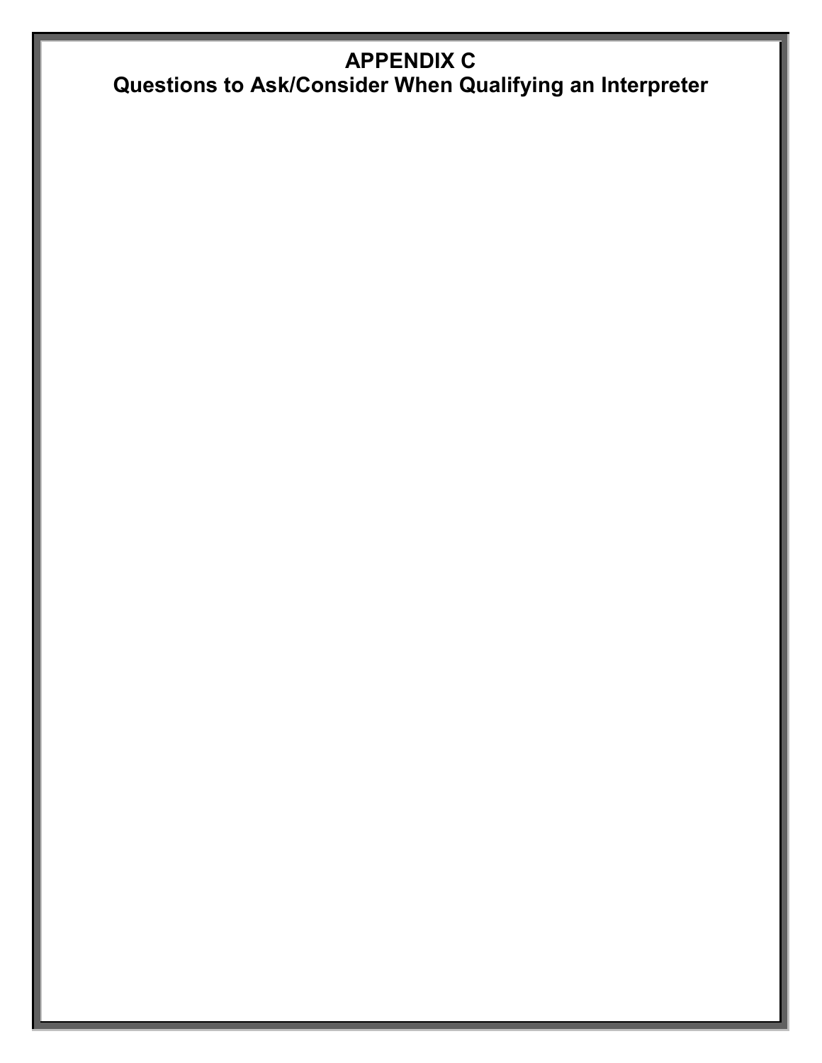# APPENDIX C
## Questions to Ask/Consider When Qualifying an Interpreter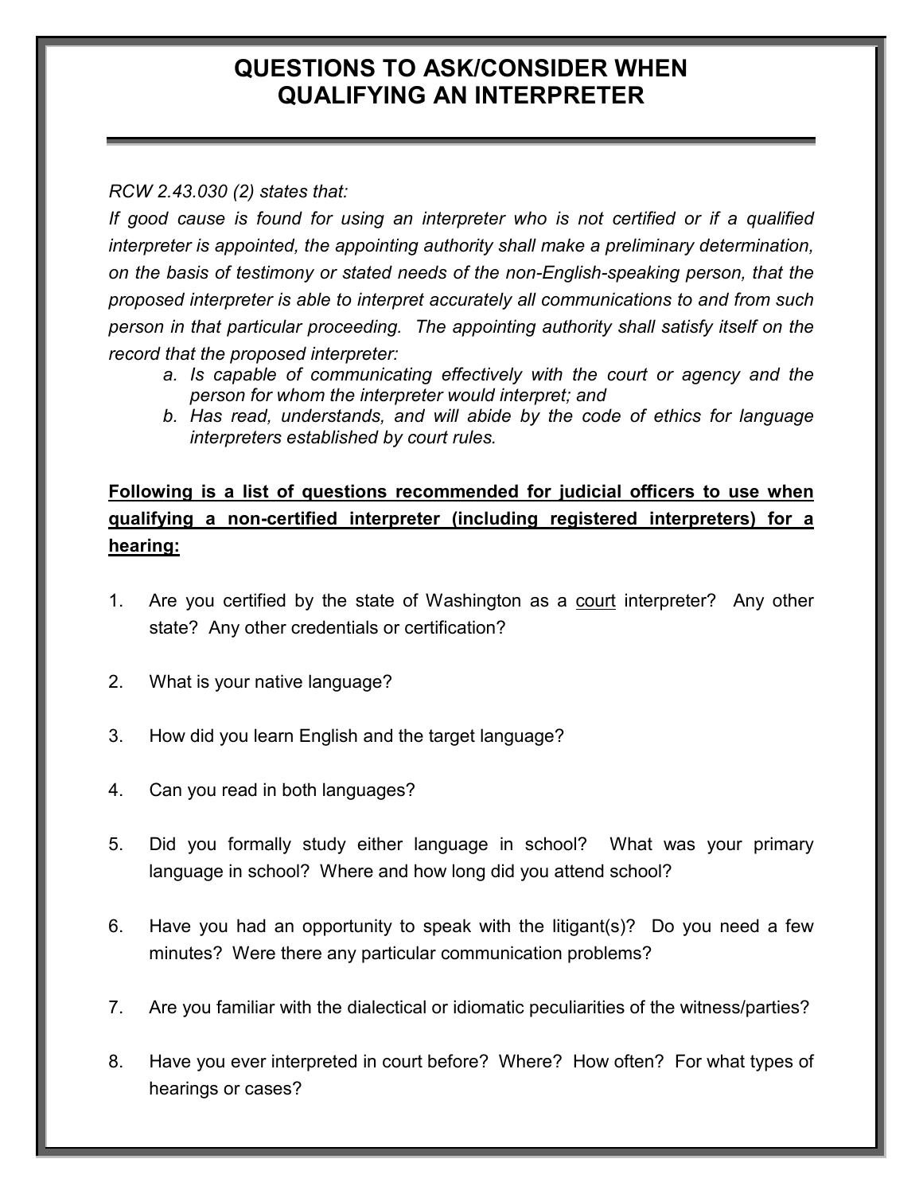# QUESTIONS TO ASK/CONSIDER WHEN QUALIFYING AN INTERPRETER

*RCW 2.43.030 (2) states that:*

*If good cause is found for using an interpreter who is not certified or if a qualified interpreter is appointed, the appointing authority shall make a preliminary determination, on the basis of testimony or stated needs of the non-English-speaking person, that the proposed interpreter is able to interpret accurately all communications to and from such person in that particular proceeding. The appointing authority shall satisfy itself on the record that the proposed interpreter:*

- *a. Is capable of communicating effectively with the court or agency and the person for whom the interpreter would interpret; and*
- *b. Has read, understands, and will abide by the code of ethics for language interpreters established by court rules.*

**<u>Following is a list of questions recommended for judicial officers to use when qualifying a non-certified interpreter (including registered interpreters) for a hearing:</u>**

1. Are you certified by the state of Washington as a <u>court</u> interpreter? Any other state? Any other credentials or certification?

2. What is your native language?

3. How did you learn English and the target language?

4. Can you read in both languages?

5. Did you formally study either language in school? What was your primary language in school? Where and how long did you attend school?

6. Have you had an opportunity to speak with the litigant(s)? Do you need a few minutes? Were there any particular communication problems?

7. Are you familiar with the dialectical or idiomatic peculiarities of the witness/parties?

8. Have you ever interpreted in court before? Where? How often? For what types of hearings or cases?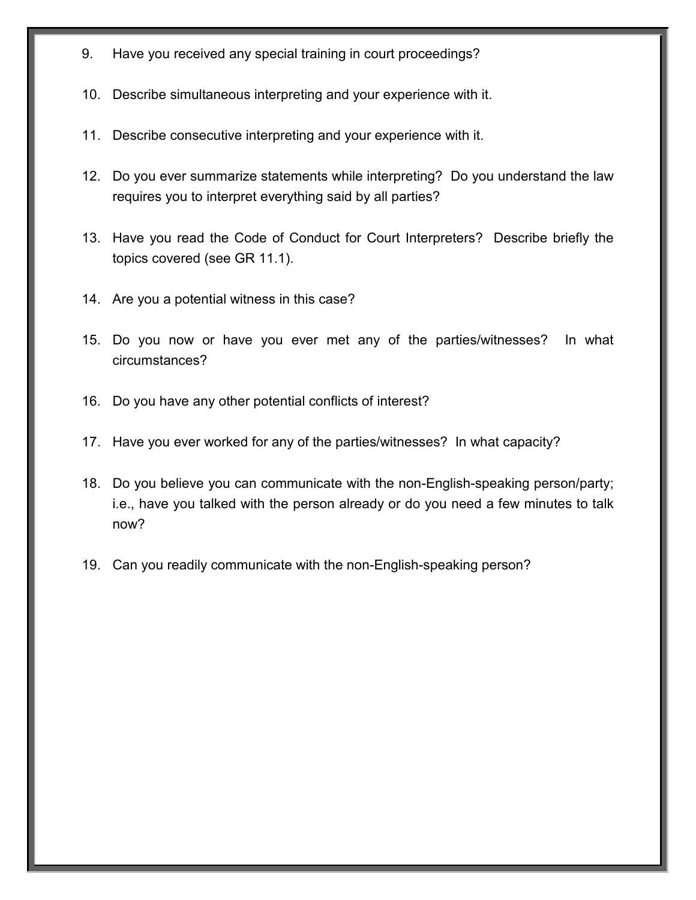9. Have you received any special training in court proceedings?

10. Describe simultaneous interpreting and your experience with it.

11. Describe consecutive interpreting and your experience with it.

12. Do you ever summarize statements while interpreting? Do you understand the law requires you to interpret everything said by all parties?

13. Have you read the Code of Conduct for Court Interpreters? Describe briefly the topics covered (see GR 11.1).

14. Are you a potential witness in this case?

15. Do you now or have you ever met any of the parties/witnesses? In what circumstances?

16. Do you have any other potential conflicts of interest?

17. Have you ever worked for any of the parties/witnesses? In what capacity?

18. Do you believe you can communicate with the non-English-speaking person/party; i.e., have you talked with the person already or do you need a few minutes to talk now?

19. Can you readily communicate with the non-English-speaking person?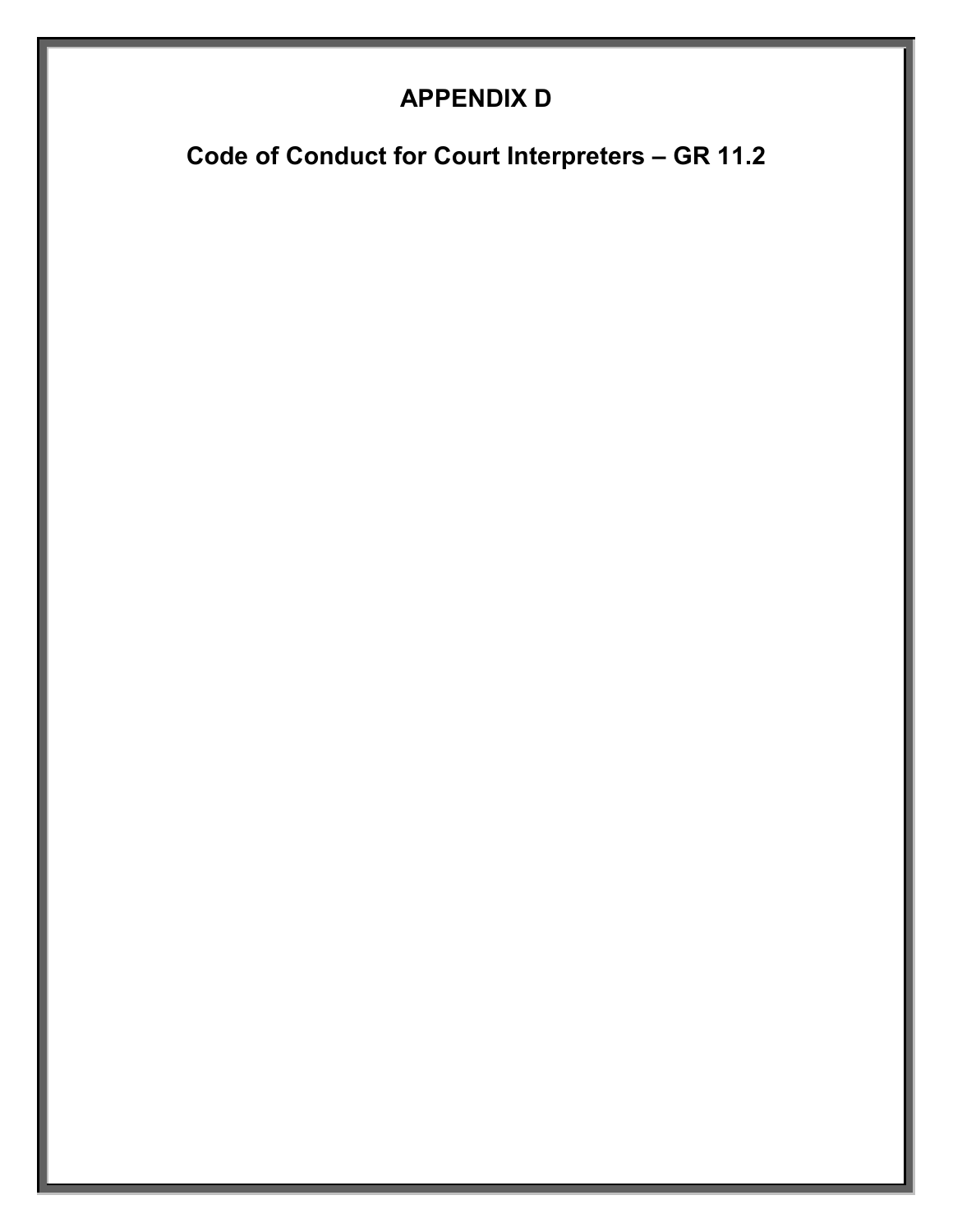# APPENDIX D

## Code of Conduct for Court Interpreters – GR 11.2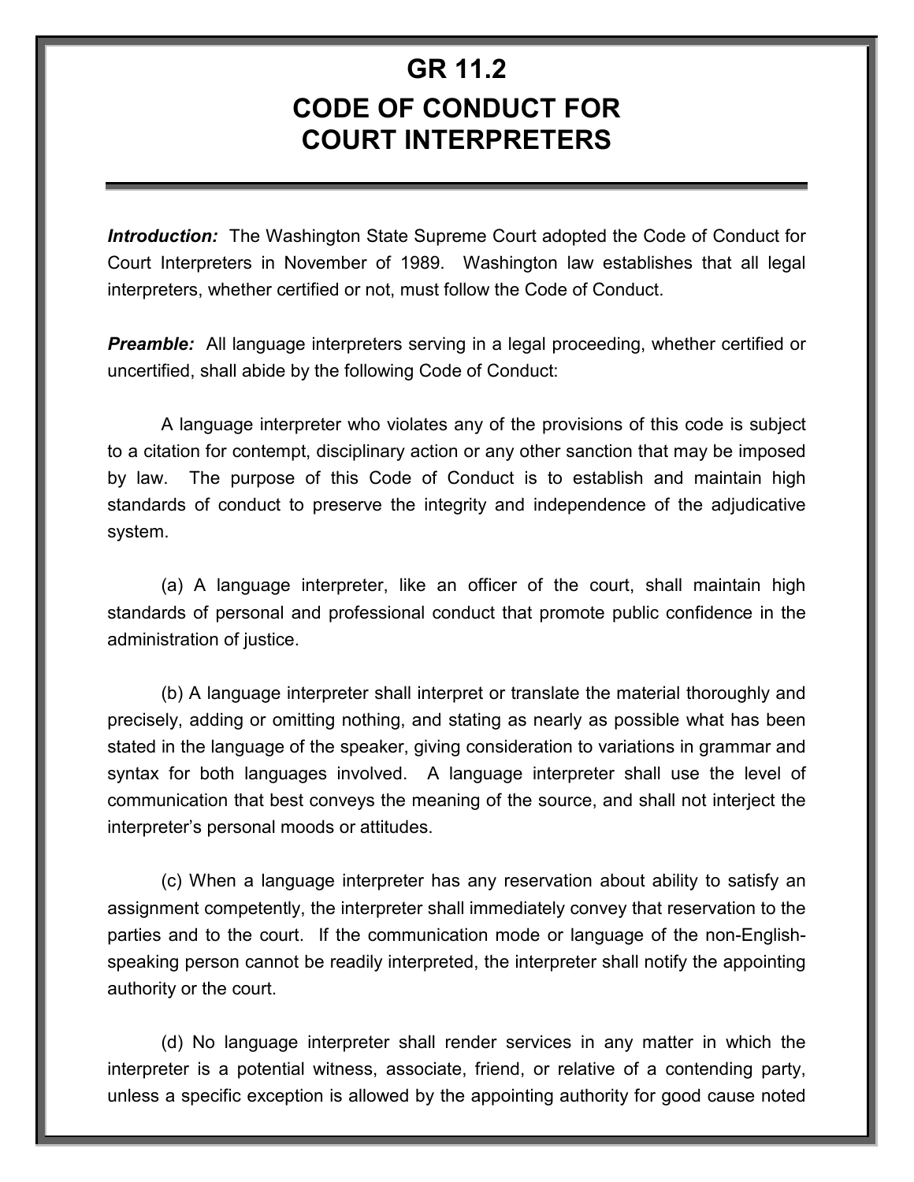# GR 11.2

# CODE OF CONDUCT FOR COURT INTERPRETERS

***Introduction:*** The Washington State Supreme Court adopted the Code of Conduct for Court Interpreters in November of 1989. Washington law establishes that all legal interpreters, whether certified or not, must follow the Code of Conduct.

***Preamble:*** All language interpreters serving in a legal proceeding, whether certified or uncertified, shall abide by the following Code of Conduct:

A language interpreter who violates any of the provisions of this code is subject to a citation for contempt, disciplinary action or any other sanction that may be imposed by law. The purpose of this Code of Conduct is to establish and maintain high standards of conduct to preserve the integrity and independence of the adjudicative system.

(a) A language interpreter, like an officer of the court, shall maintain high standards of personal and professional conduct that promote public confidence in the administration of justice.

(b) A language interpreter shall interpret or translate the material thoroughly and precisely, adding or omitting nothing, and stating as nearly as possible what has been stated in the language of the speaker, giving consideration to variations in grammar and syntax for both languages involved. A language interpreter shall use the level of communication that best conveys the meaning of the source, and shall not interject the interpreter's personal moods or attitudes.

(c) When a language interpreter has any reservation about ability to satisfy an assignment competently, the interpreter shall immediately convey that reservation to the parties and to the court. If the communication mode or language of the non-English-speaking person cannot be readily interpreted, the interpreter shall notify the appointing authority or the court.

(d) No language interpreter shall render services in any matter in which the interpreter is a potential witness, associate, friend, or relative of a contending party, unless a specific exception is allowed by the appointing authority for good cause noted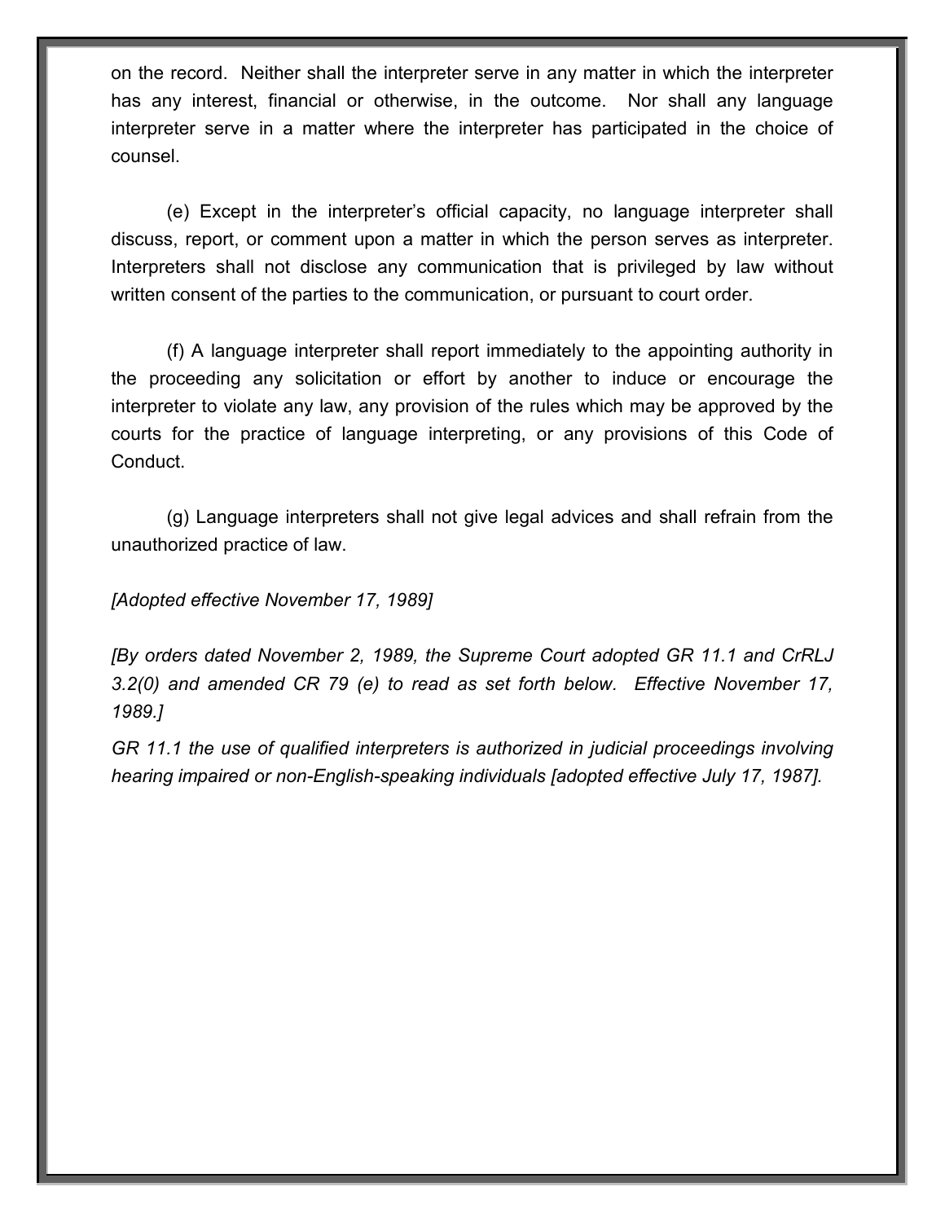on the record. Neither shall the interpreter serve in any matter in which the interpreter has any interest, financial or otherwise, in the outcome. Nor shall any language interpreter serve in a matter where the interpreter has participated in the choice of counsel.

(e) Except in the interpreter's official capacity, no language interpreter shall discuss, report, or comment upon a matter in which the person serves as interpreter. Interpreters shall not disclose any communication that is privileged by law without written consent of the parties to the communication, or pursuant to court order.

(f) A language interpreter shall report immediately to the appointing authority in the proceeding any solicitation or effort by another to induce or encourage the interpreter to violate any law, any provision of the rules which may be approved by the courts for the practice of language interpreting, or any provisions of this Code of Conduct.

(g) Language interpreters shall not give legal advices and shall refrain from the unauthorized practice of law.

*[Adopted effective November 17, 1989]*

*[By orders dated November 2, 1989, the Supreme Court adopted GR 11.1 and CrRLJ 3.2(0) and amended CR 79 (e) to read as set forth below. Effective November 17, 1989.]*

*GR 11.1 the use of qualified interpreters is authorized in judicial proceedings involving hearing impaired or non-English-speaking individuals [adopted effective July 17, 1987].*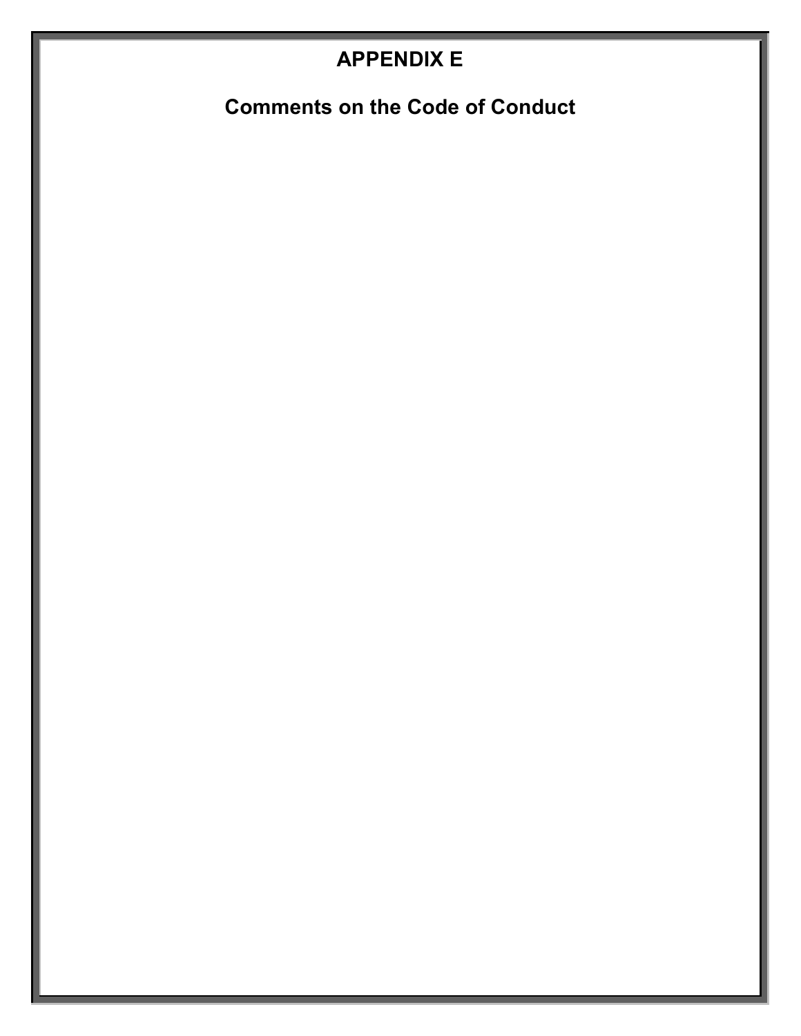# APPENDIX E

## Comments on the Code of Conduct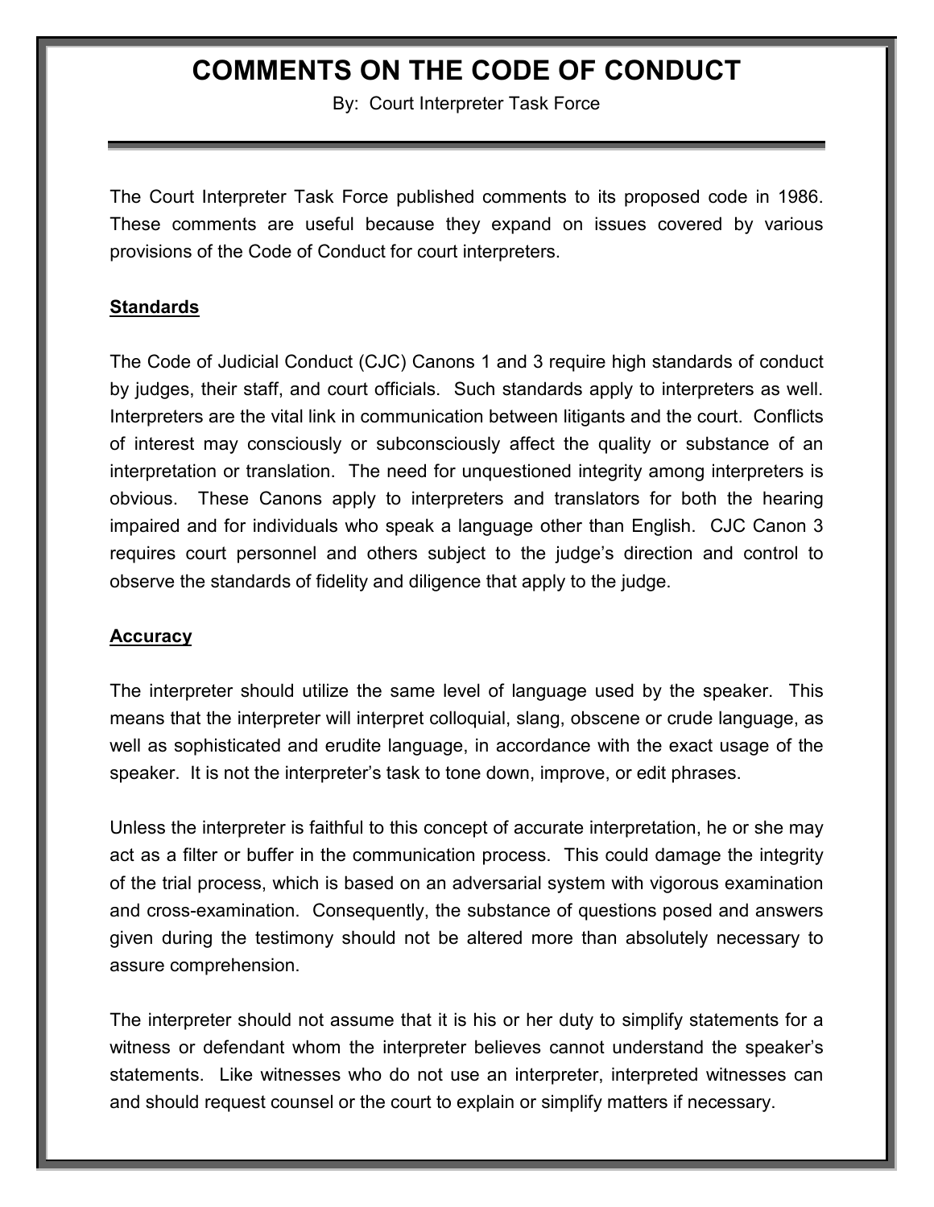# COMMENTS ON THE CODE OF CONDUCT

By: Court Interpreter Task Force

---

The Court Interpreter Task Force published comments to its proposed code in 1986. These comments are useful because they expand on issues covered by various provisions of the Code of Conduct for court interpreters.

## Standards

The Code of Judicial Conduct (CJC) Canons 1 and 3 require high standards of conduct by judges, their staff, and court officials. Such standards apply to interpreters as well. Interpreters are the vital link in communication between litigants and the court. Conflicts of interest may consciously or subconsciously affect the quality or substance of an interpretation or translation. The need for unquestioned integrity among interpreters is obvious. These Canons apply to interpreters and translators for both the hearing impaired and for individuals who speak a language other than English. CJC Canon 3 requires court personnel and others subject to the judge's direction and control to observe the standards of fidelity and diligence that apply to the judge.

## Accuracy

The interpreter should utilize the same level of language used by the speaker. This means that the interpreter will interpret colloquial, slang, obscene or crude language, as well as sophisticated and erudite language, in accordance with the exact usage of the speaker. It is not the interpreter's task to tone down, improve, or edit phrases.

Unless the interpreter is faithful to this concept of accurate interpretation, he or she may act as a filter or buffer in the communication process. This could damage the integrity of the trial process, which is based on an adversarial system with vigorous examination and cross-examination. Consequently, the substance of questions posed and answers given during the testimony should not be altered more than absolutely necessary to assure comprehension.

The interpreter should not assume that it is his or her duty to simplify statements for a witness or defendant whom the interpreter believes cannot understand the speaker's statements. Like witnesses who do not use an interpreter, interpreted witnesses can and should request counsel or the court to explain or simplify matters if necessary.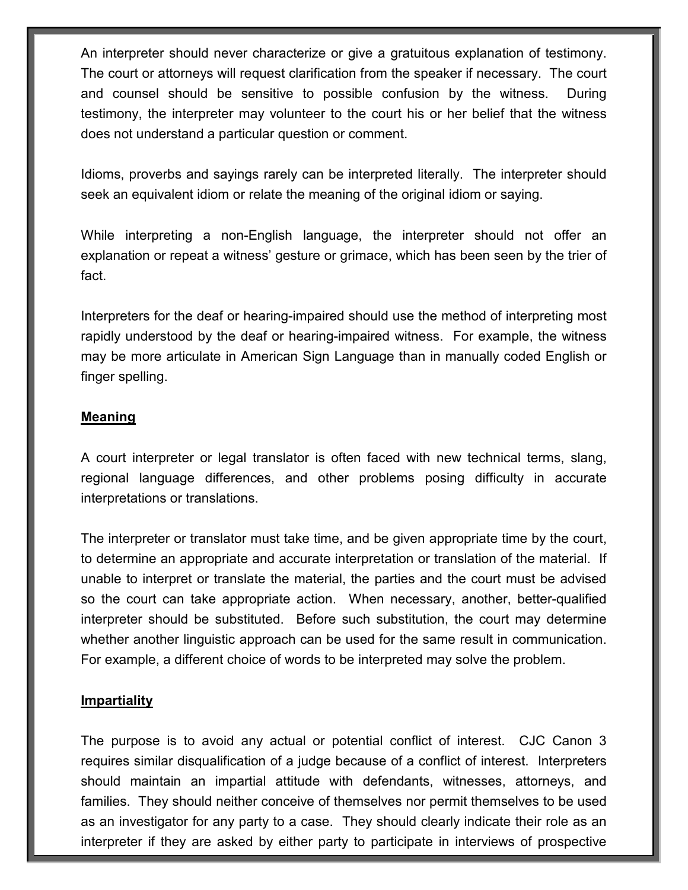An interpreter should never characterize or give a gratuitous explanation of testimony. The court or attorneys will request clarification from the speaker if necessary. The court and counsel should be sensitive to possible confusion by the witness. During testimony, the interpreter may volunteer to the court his or her belief that the witness does not understand a particular question or comment.

Idioms, proverbs and sayings rarely can be interpreted literally. The interpreter should seek an equivalent idiom or relate the meaning of the original idiom or saying.

While interpreting a non-English language, the interpreter should not offer an explanation or repeat a witness' gesture or grimace, which has been seen by the trier of fact.

Interpreters for the deaf or hearing-impaired should use the method of interpreting most rapidly understood by the deaf or hearing-impaired witness. For example, the witness may be more articulate in American Sign Language than in manually coded English or finger spelling.

**Meaning**

A court interpreter or legal translator is often faced with new technical terms, slang, regional language differences, and other problems posing difficulty in accurate interpretations or translations.

The interpreter or translator must take time, and be given appropriate time by the court, to determine an appropriate and accurate interpretation or translation of the material. If unable to interpret or translate the material, the parties and the court must be advised so the court can take appropriate action. When necessary, another, better-qualified interpreter should be substituted. Before such substitution, the court may determine whether another linguistic approach can be used for the same result in communication. For example, a different choice of words to be interpreted may solve the problem.

**Impartiality**

The purpose is to avoid any actual or potential conflict of interest. CJC Canon 3 requires similar disqualification of a judge because of a conflict of interest. Interpreters should maintain an impartial attitude with defendants, witnesses, attorneys, and families. They should neither conceive of themselves nor permit themselves to be used as an investigator for any party to a case. They should clearly indicate their role as an interpreter if they are asked by either party to participate in interviews of prospective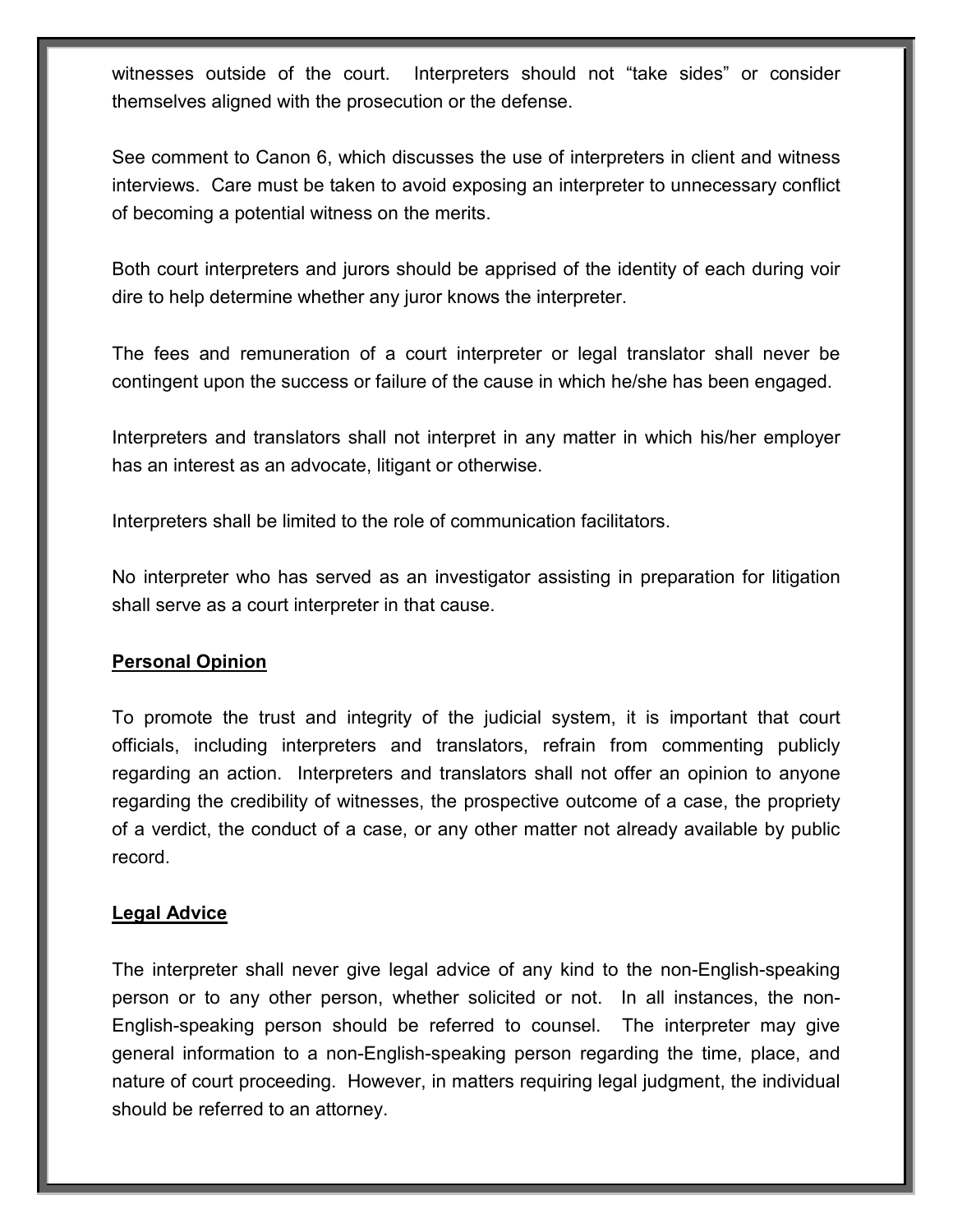witnesses outside of the court. Interpreters should not "take sides" or consider themselves aligned with the prosecution or the defense.

See comment to Canon 6, which discusses the use of interpreters in client and witness interviews. Care must be taken to avoid exposing an interpreter to unnecessary conflict of becoming a potential witness on the merits.

Both court interpreters and jurors should be apprised of the identity of each during voir dire to help determine whether any juror knows the interpreter.

The fees and remuneration of a court interpreter or legal translator shall never be contingent upon the success or failure of the cause in which he/she has been engaged.

Interpreters and translators shall not interpret in any matter in which his/her employer has an interest as an advocate, litigant or otherwise.

Interpreters shall be limited to the role of communication facilitators.

No interpreter who has served as an investigator assisting in preparation for litigation shall serve as a court interpreter in that cause.

**Personal Opinion**

To promote the trust and integrity of the judicial system, it is important that court officials, including interpreters and translators, refrain from commenting publicly regarding an action. Interpreters and translators shall not offer an opinion to anyone regarding the credibility of witnesses, the prospective outcome of a case, the propriety of a verdict, the conduct of a case, or any other matter not already available by public record.

**Legal Advice**

The interpreter shall never give legal advice of any kind to the non-English-speaking person or to any other person, whether solicited or not. In all instances, the non-English-speaking person should be referred to counsel. The interpreter may give general information to a non-English-speaking person regarding the time, place, and nature of court proceeding. However, in matters requiring legal judgment, the individual should be referred to an attorney.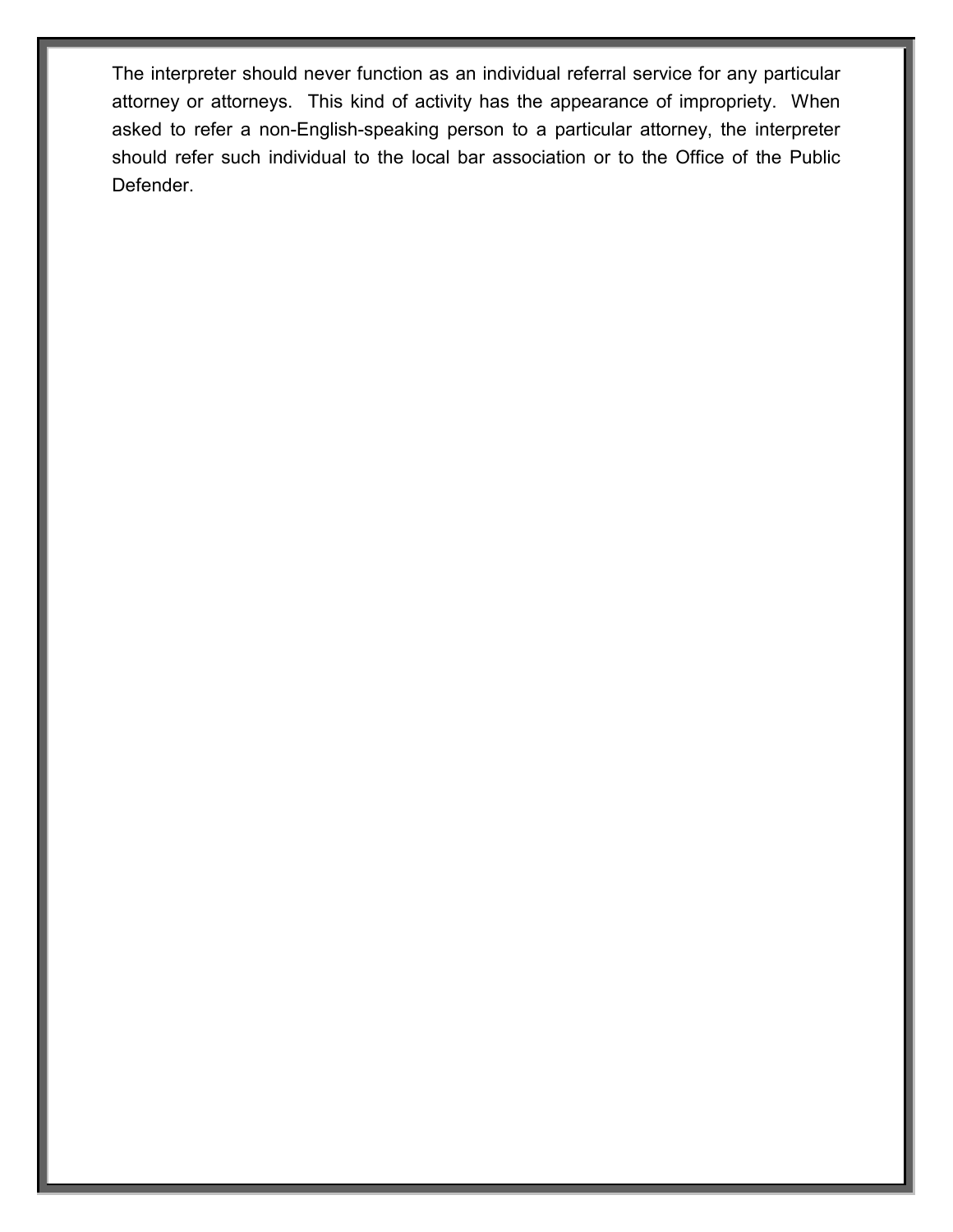The interpreter should never function as an individual referral service for any particular attorney or attorneys. This kind of activity has the appearance of impropriety. When asked to refer a non-English-speaking person to a particular attorney, the interpreter should refer such individual to the local bar association or to the Office of the Public Defender.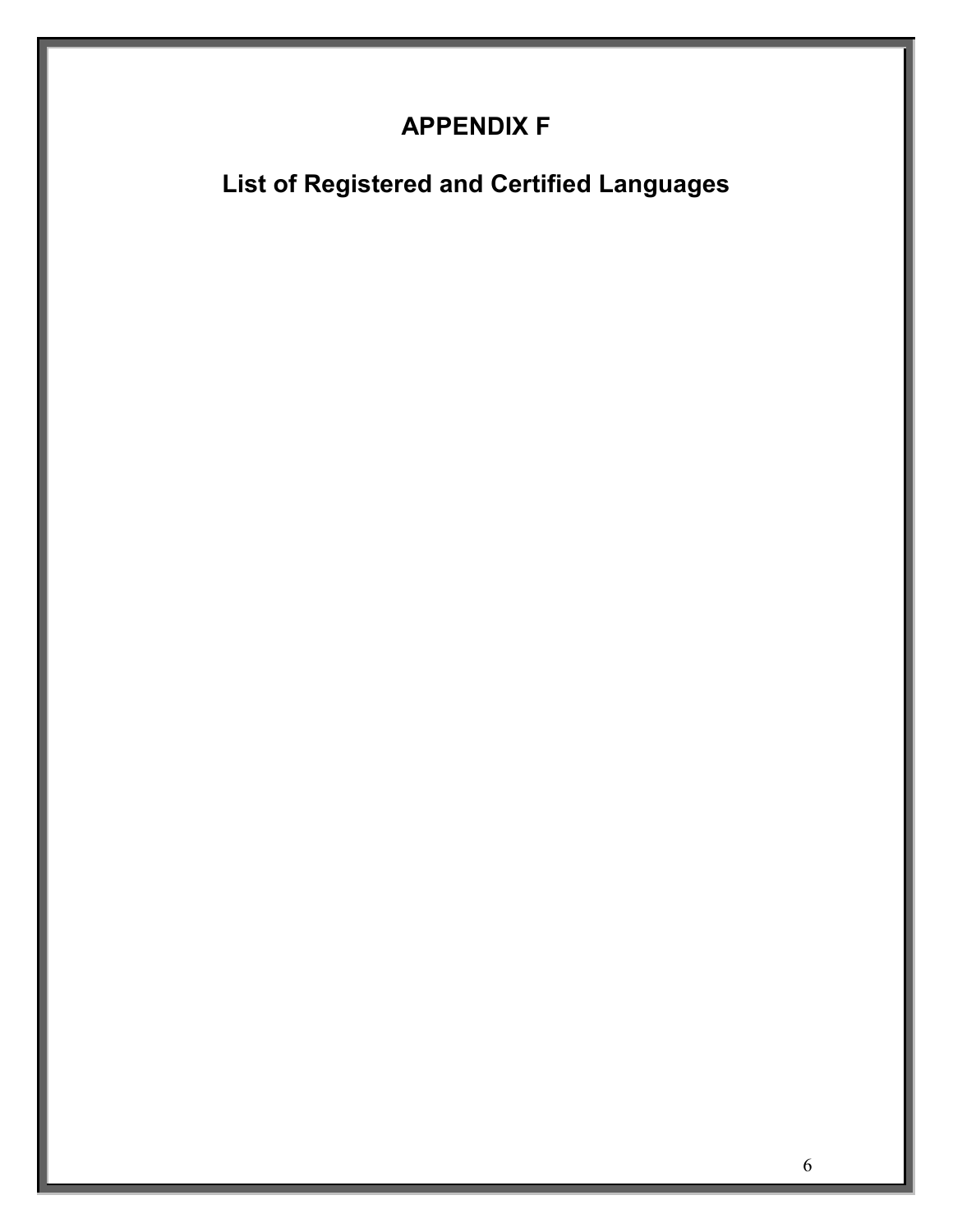# APPENDIX F

## List of Registered and Certified Languages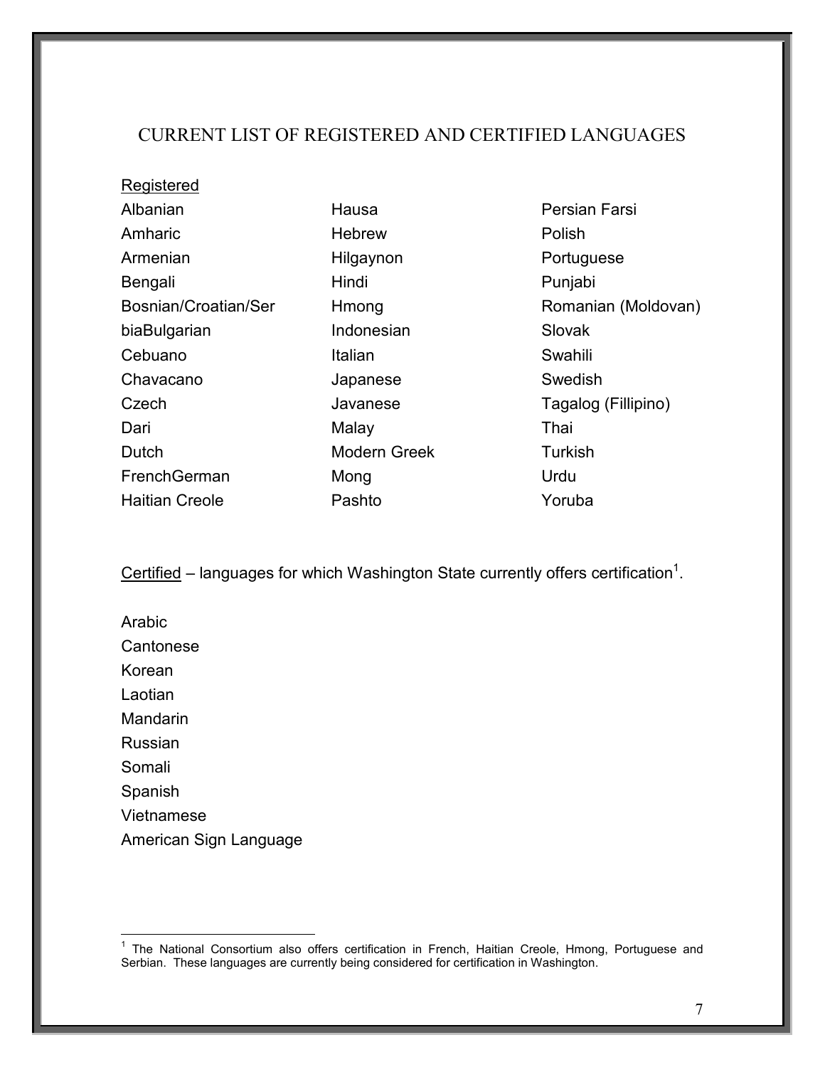## CURRENT LIST OF REGISTERED AND CERTIFIED LANGUAGES

Registered

| | | |
|---|---|---|
| Albanian | Hausa | Persian Farsi |
| Amharic | Hebrew | Polish |
| Armenian | Hilgaynon | Portuguese |
| Bengali | Hindi | Punjabi |
| Bosnian/Croatian/Ser | Hmong | Romanian (Moldovan) |
| biaBulgarian | Indonesian | Slovak |
| Cebuano | Italian | Swahili |
| Chavacano | Japanese | Swedish |
| Czech | Javanese | Tagalog (Fillipino) |
| Dari | Malay | Thai |
| Dutch | Modern Greek | Turkish |
| FrenchGerman | Mong | Urdu |
| Haitian Creole | Pashto | Yoruba |

Certified – languages for which Washington State currently offers certification[1].

Arabic
Cantonese
Korean
Laotian
Mandarin
Russian
Somali
Spanish
Vietnamese
American Sign Language

[1] The National Consortium also offers certification in French, Haitian Creole, Hmong, Portuguese and Serbian. These languages are currently being considered for certification in Washington.